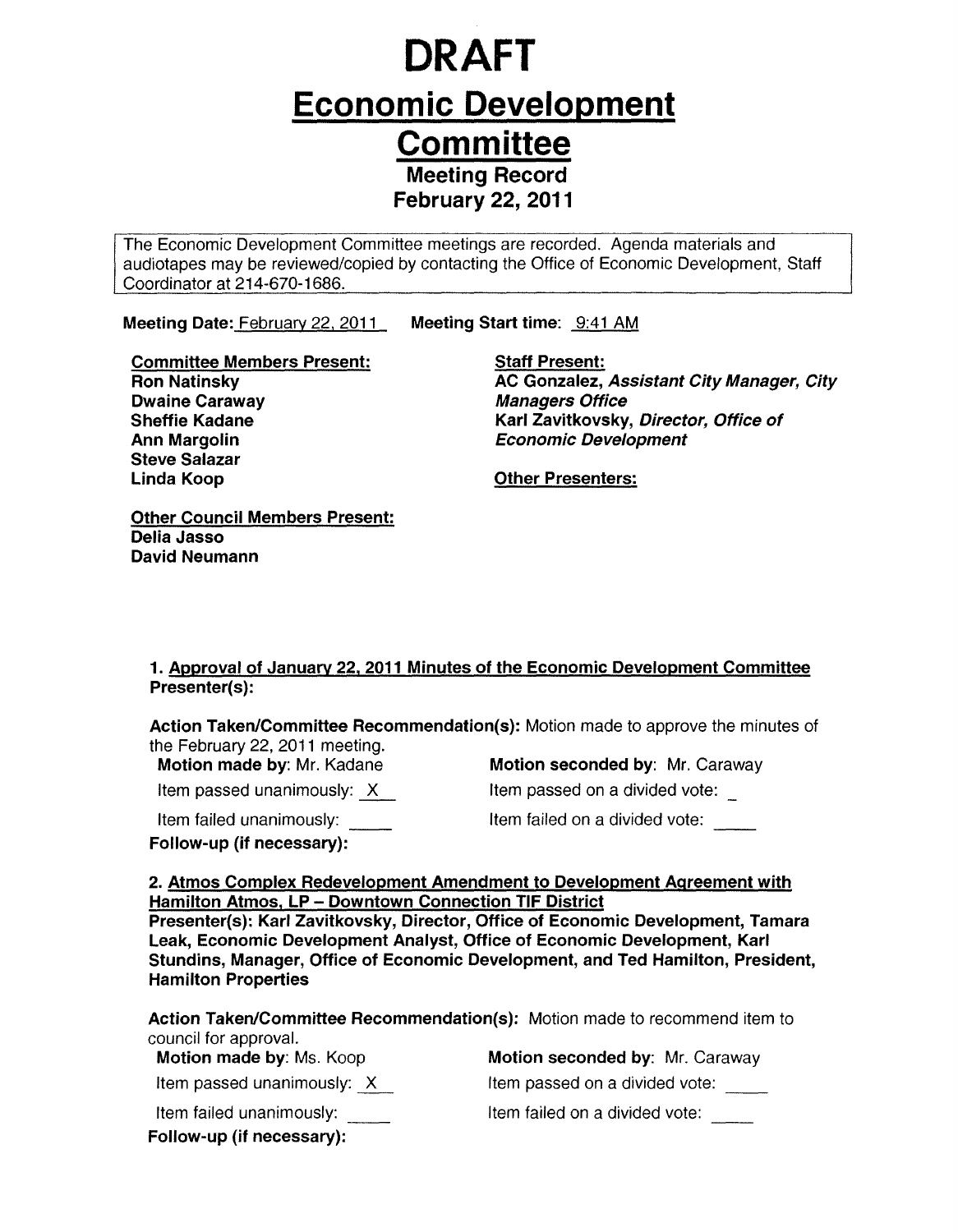# DRAFT

# Economic Development Committee

## Meeting Record

## February 22, 2011

The Economic Development Committee meetings are recorded. Agenda materials and audiotapes may be reviewed/copied by contacting the Office of Economic Development, Staff Coordinator at 214-670-1686.

**Meeting Date:** February 22, 2011 **Meeting Start time:** 9:41 AM

**Committee Members Present:**
**Ron Natinsky**
**Dwaine Caraway**
**Sheffie Kadane**
**Ann Margolin**
**Steve Salazar**
**Linda Koop**

**Staff Present:**
**AC Gonzalez, *Assistant City Manager, City Managers Office***
**Karl Zavitkovsky, *Director, Office of Economic Development***

**Other Presenters:**

**Other Council Members Present:**
**Delia Jasso**
**David Neumann**

**1. Approval of January 22, 2011 Minutes of the Economic Development Committee**
**Presenter(s):**

**Action Taken/Committee Recommendation(s):** Motion made to approve the minutes of the February 22, 2011 meeting.

**Motion made by**: Mr. Kadane **Motion seconded by**: Mr. Caraway

Item passed unanimously: X Item passed on a divided vote: _

Item failed unanimously: ____ Item failed on a divided vote: ____

**Follow-up (if necessary):**

**2. Atmos Complex Redevelopment Amendment to Development Agreement with Hamilton Atmos, LP – Downtown Connection TIF District**
**Presenter(s): Karl Zavitkovsky, Director, Office of Economic Development, Tamara Leak, Economic Development Analyst, Office of Economic Development, Karl Stundins, Manager, Office of Economic Development, and Ted Hamilton, President, Hamilton Properties**

**Action Taken/Committee Recommendation(s):** Motion made to recommend item to council for approval.

**Motion made by**: Ms. Koop **Motion seconded by**: Mr. Caraway

Item passed unanimously: X Item passed on a divided vote: ____

Item failed unanimously: ____ Item failed on a divided vote: ____

**Follow-up (if necessary):**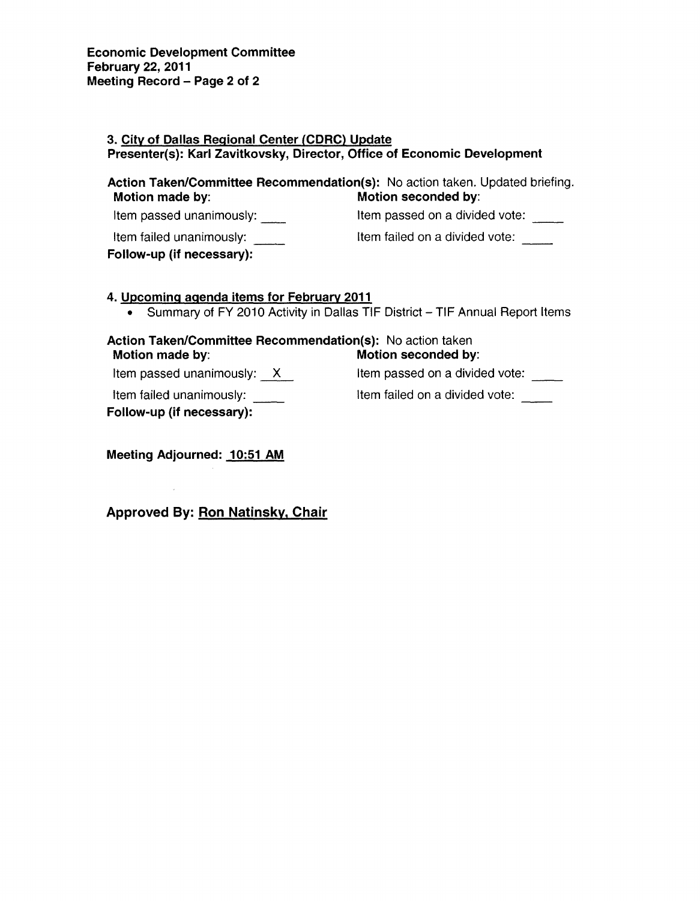**Economic Development Committee**
**February 22, 2011**
**Meeting Record – Page 2 of 2**

**3. City of Dallas Regional Center (CDRC) Update**
**Presenter(s): Karl Zavitkovsky, Director, Office of Economic Development**

**Action Taken/Committee Recommendation(s):** No action taken. Updated briefing.

**Motion made by:** 

**Motion seconded by:** 

Item passed unanimously: ____

Item passed on a divided vote: ____

Item failed unanimously: ____

Item failed on a divided vote: ____

**Follow-up (if necessary):**

**4. Upcoming agenda items for February 2011**

- Summary of FY 2010 Activity in Dallas TIF District – TIF Annual Report Items

**Action Taken/Committee Recommendation(s):** No action taken

**Motion made by:** 

**Motion seconded by:** 

Item passed unanimously: X

Item passed on a divided vote: ____

Item failed unanimously: ____

Item failed on a divided vote: ____

**Follow-up (if necessary):**

**Meeting Adjourned: 10:51 AM**

**Approved By: Ron Natinsky, Chair**